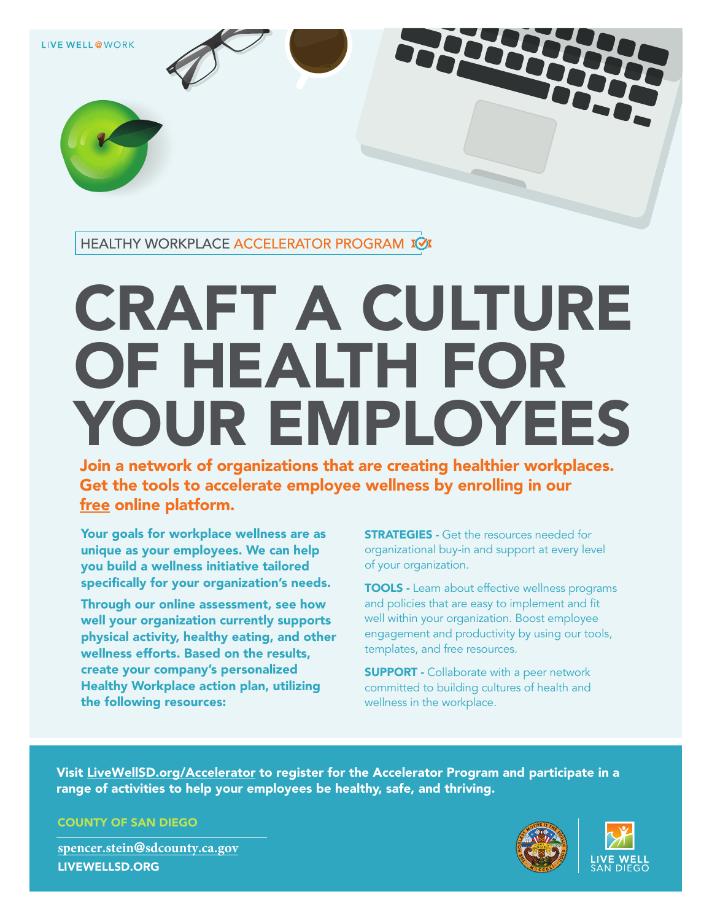LIVE WELL@WORK

HEALTHY WORKPLACE ACCELERATOR PROGRAM

# CRAFT A CULTURE OF HEALTH FOR YOUR EMPLOYEES

**Join a network of organizations that are creating healthier workplaces. Get the tools to accelerate employee wellness by enrolling in our free online platform.**

**Your goals for workplace wellness are as unique as your employees. We can help you build a wellness initiative tailored specifically for your organization's needs.**

**Through our online assessment, see how well your organization currently supports physical activity, healthy eating, and other wellness efforts. Based on the results, create your company's personalized Healthy Workplace action plan, utilizing the following resources:**

**STRATEGIES -** Get the resources needed for organizational buy-in and support at every level of your organization.

**TOOLS -** Learn about effective wellness programs and policies that are easy to implement and fit well within your organization. Boost employee engagement and productivity by using our tools, templates, and free resources.

**SUPPORT -** Collaborate with a peer network committed to building cultures of health and wellness in the workplace.

**Visit LiveWellSD.org/Accelerator to register for the Accelerator Program and participate in a range of activities to help your employees be healthy, safe, and thriving.**

COUNTY OF SAN DIEGO

spencer.stein@sdcounty.ca.gov

LIVEWELLSD.ORG

LIVE WELL SAN DIEGO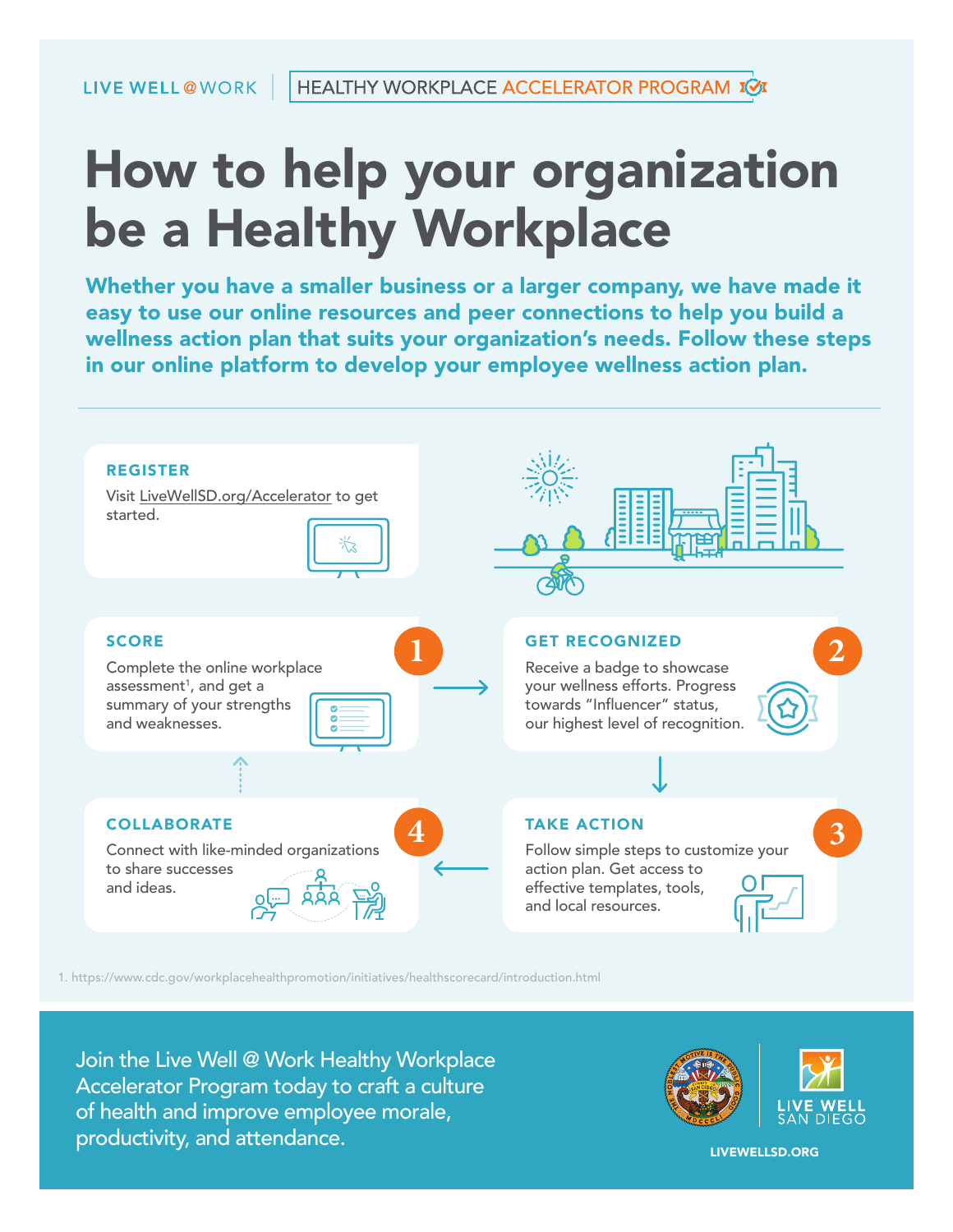LIVE WELL @WORK | HEALTHY WORKPLACE ACCELERATOR PROGRAM

# How to help your organization be a Healthy Workplace

**Whether you have a smaller business or a larger company, we have made it easy to use our online resources and peer connections to help you build a wellness action plan that suits your organization's needs. Follow these steps in our online platform to develop your employee wellness action plan.**

---

### REGISTER

Visit LiveWellSD.org/Accelerator to get started.

### 1 SCORE

Complete the online workplace assessment[1], and get a summary of your strengths and weaknesses.

### 2 GET RECOGNIZED

Receive a badge to showcase your wellness efforts. Progress towards "Influencer" status, our highest level of recognition.

### 3 TAKE ACTION

Follow simple steps to customize your action plan. Get access to effective templates, tools, and local resources.

### 4 COLLABORATE

Connect with like-minded organizations to share successes and ideas.

1. https://www.cdc.gov/workplacehealthpromotion/initiatives/healthscorecard/introduction.html

Join the Live Well @ Work Healthy Workplace Accelerator Program today to craft a culture of health and improve employee morale, productivity, and attendance.

LIVE WELL SAN DIEGO

LIVEWELLSD.ORG